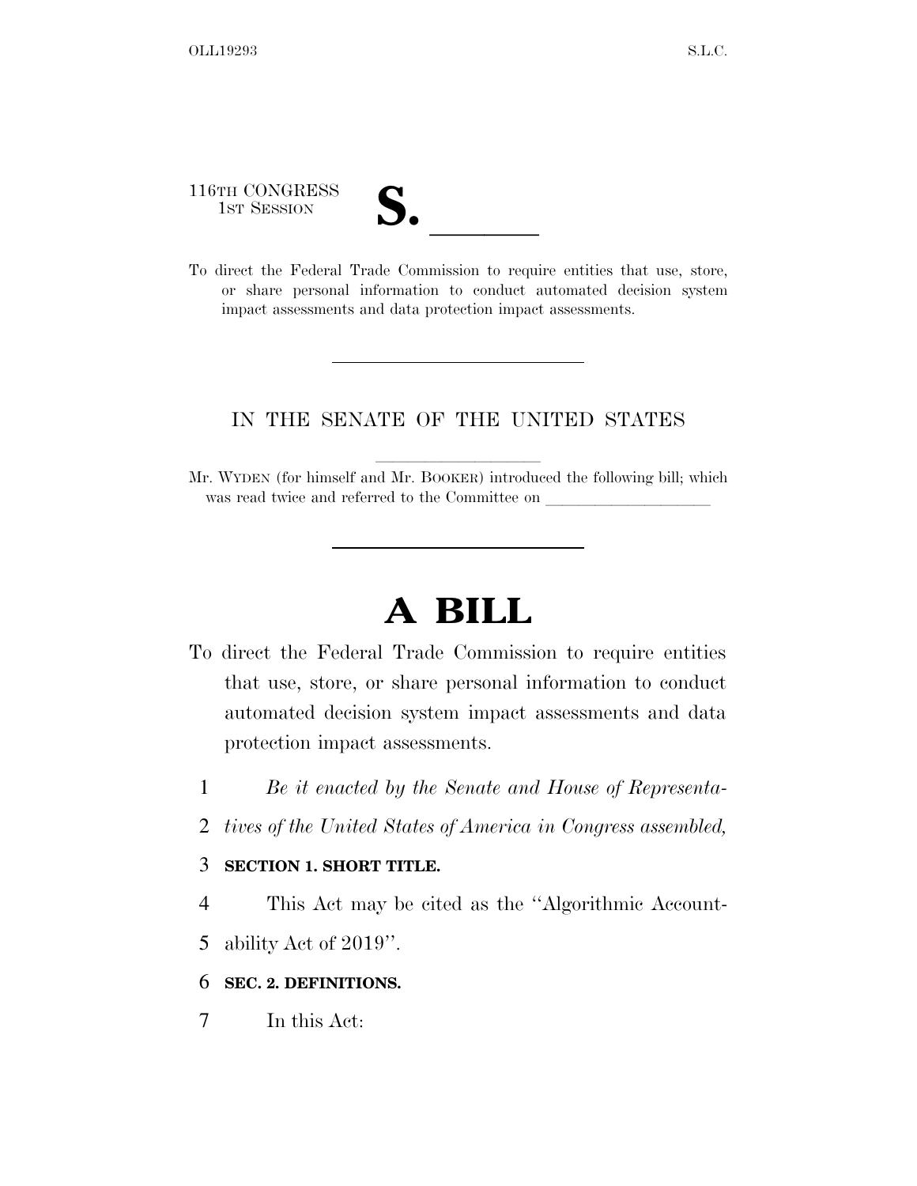116TH CONGRESS
1ST SESSION

# S. ______

To direct the Federal Trade Commission to require entities that use, store, or share personal information to conduct automated decision system impact assessments and data protection impact assessments.

---

IN THE SENATE OF THE UNITED STATES

Mr. WYDEN (for himself and Mr. BOOKER) introduced the following bill; which was read twice and referred to the Committee on ______________

---

# A BILL

To direct the Federal Trade Commission to require entities that use, store, or share personal information to conduct automated decision system impact assessments and data protection impact assessments.

*Be it enacted by the Senate and House of Representatives of the United States of America in Congress assembled,*

**SECTION 1. SHORT TITLE.**

This Act may be cited as the "Algorithmic Accountability Act of 2019".

**SEC. 2. DEFINITIONS.**

In this Act: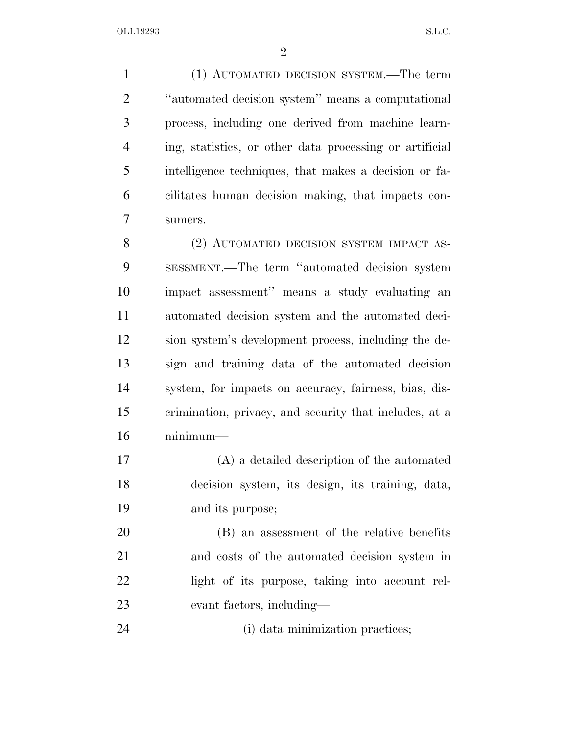(1) AUTOMATED DECISION SYSTEM.—The term "automated decision system" means a computational process, including one derived from machine learning, statistics, or other data processing or artificial intelligence techniques, that makes a decision or facilitates human decision making, that impacts consumers.

(2) AUTOMATED DECISION SYSTEM IMPACT ASSESSMENT.—The term "automated decision system impact assessment" means a study evaluating an automated decision system and the automated decision system's development process, including the design and training data of the automated decision system, for impacts on accuracy, fairness, bias, discrimination, privacy, and security that includes, at a minimum—

(A) a detailed description of the automated decision system, its design, its training, data, and its purpose;

(B) an assessment of the relative benefits and costs of the automated decision system in light of its purpose, taking into account relevant factors, including—

(i) data minimization practices;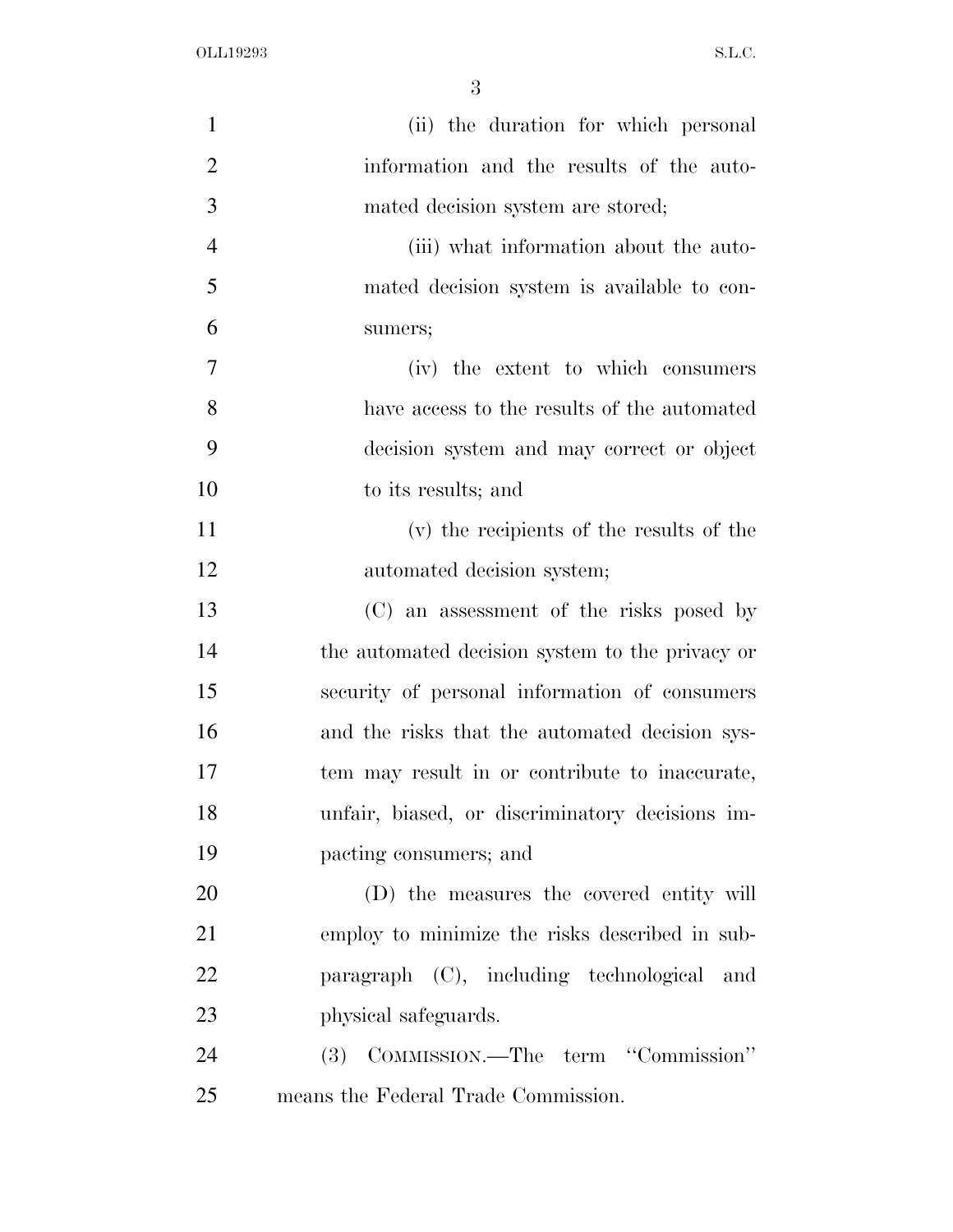(ii) the duration for which personal information and the results of the automated decision system are stored;

(iii) what information about the automated decision system is available to consumers;

(iv) the extent to which consumers have access to the results of the automated decision system and may correct or object to its results; and

(v) the recipients of the results of the automated decision system;

(C) an assessment of the risks posed by the automated decision system to the privacy or security of personal information of consumers and the risks that the automated decision system may result in or contribute to inaccurate, unfair, biased, or discriminatory decisions impacting consumers; and

(D) the measures the covered entity will employ to minimize the risks described in subparagraph (C), including technological and physical safeguards.

(3) COMMISSION.—The term ''Commission'' means the Federal Trade Commission.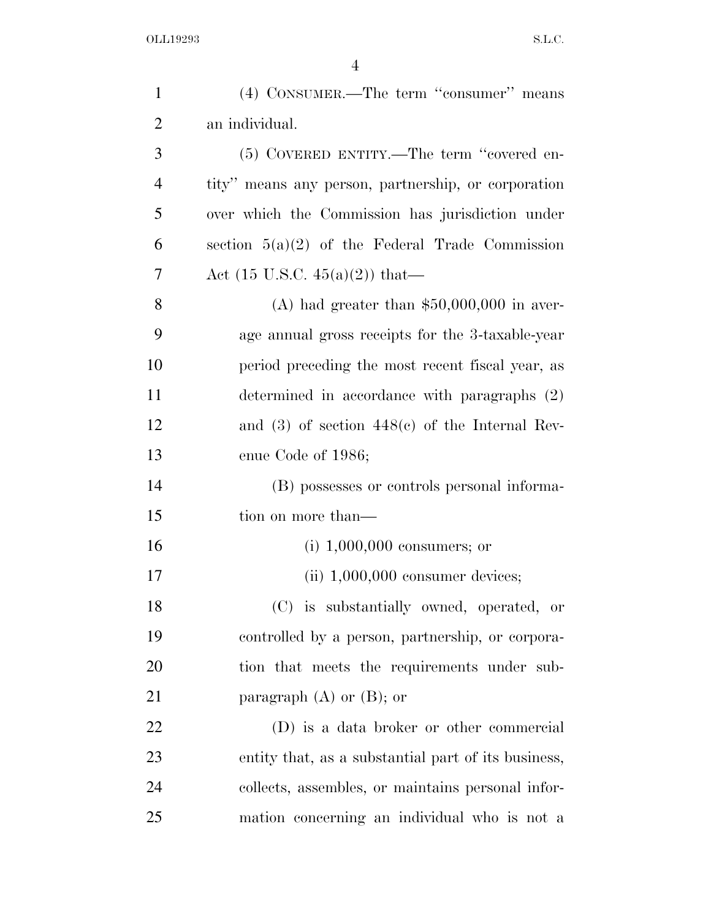(4) CONSUMER.—The term "consumer" means an individual.

(5) COVERED ENTITY.—The term "covered entity" means any person, partnership, or corporation over which the Commission has jurisdiction under section 5(a)(2) of the Federal Trade Commission Act (15 U.S.C. 45(a)(2)) that—

(A) had greater than $50,000,000 in average annual gross receipts for the 3-taxable-year period preceding the most recent fiscal year, as determined in accordance with paragraphs (2) and (3) of section 448(c) of the Internal Revenue Code of 1986;

(B) possesses or controls personal information on more than—

(i) 1,000,000 consumers; or

(ii) 1,000,000 consumer devices;

(C) is substantially owned, operated, or controlled by a person, partnership, or corporation that meets the requirements under subparagraph (A) or (B); or

(D) is a data broker or other commercial entity that, as a substantial part of its business, collects, assembles, or maintains personal information concerning an individual who is not a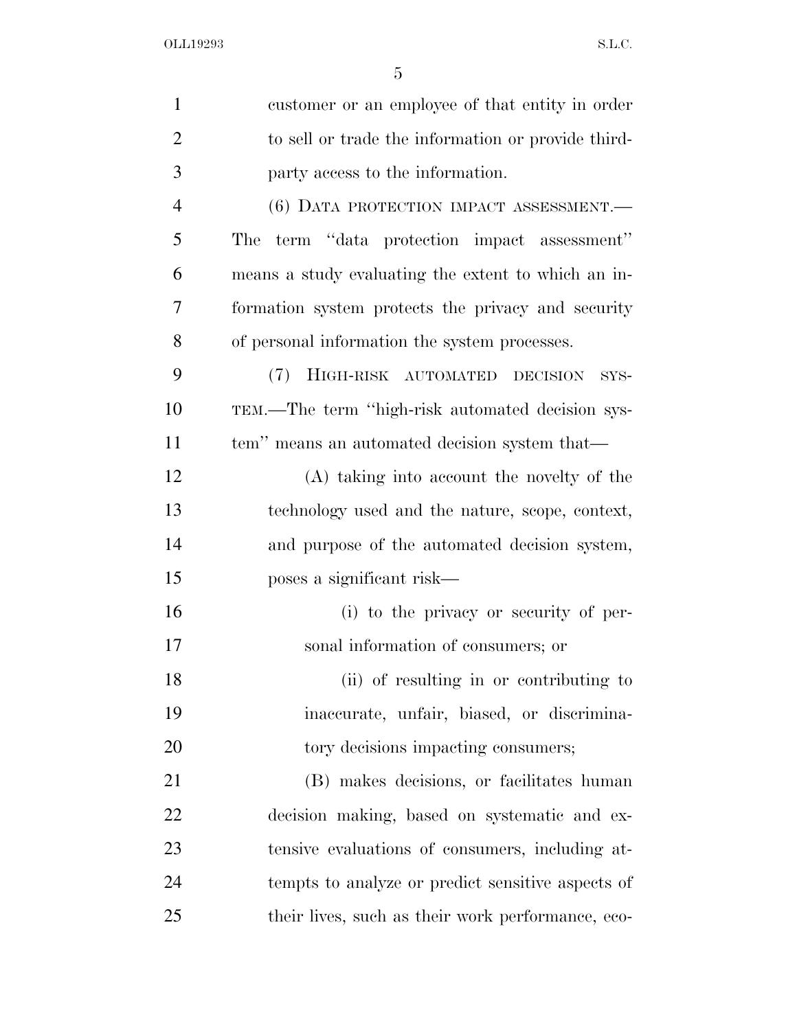customer or an employee of that entity in order to sell or trade the information or provide third-party access to the information.

(6) DATA PROTECTION IMPACT ASSESSMENT.—The term "data protection impact assessment" means a study evaluating the extent to which an information system protects the privacy and security of personal information the system processes.

(7) HIGH-RISK AUTOMATED DECISION SYSTEM.—The term "high-risk automated decision system" means an automated decision system that—

(A) taking into account the novelty of the technology used and the nature, scope, context, and purpose of the automated decision system, poses a significant risk—

(i) to the privacy or security of personal information of consumers; or

(ii) of resulting in or contributing to inaccurate, unfair, biased, or discriminatory decisions impacting consumers;

(B) makes decisions, or facilitates human decision making, based on systematic and extensive evaluations of consumers, including attempts to analyze or predict sensitive aspects of their lives, such as their work performance, eco-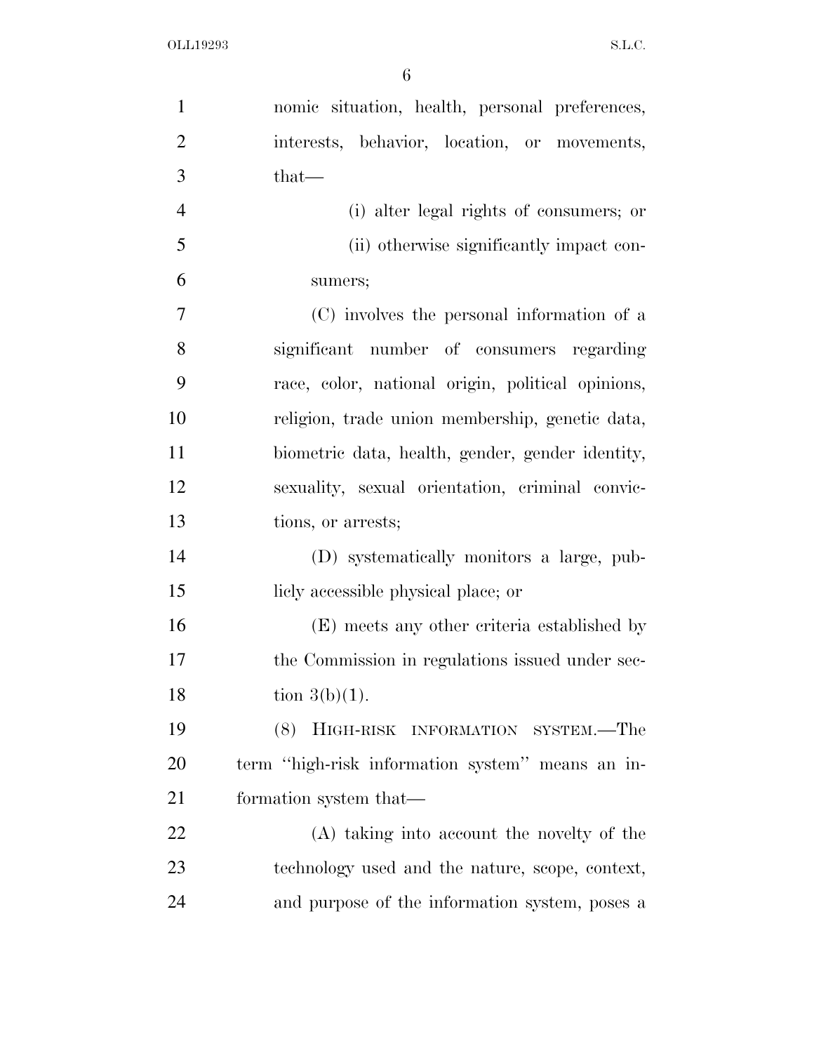nomic situation, health, personal preferences, interests, behavior, location, or movements, that—

(i) alter legal rights of consumers; or

(ii) otherwise significantly impact consumers;

(C) involves the personal information of a significant number of consumers regarding race, color, national origin, political opinions, religion, trade union membership, genetic data, biometric data, health, gender, gender identity, sexuality, sexual orientation, criminal convictions, or arrests;

(D) systematically monitors a large, publicly accessible physical place; or

(E) meets any other criteria established by the Commission in regulations issued under section 3(b)(1).

(8) HIGH-RISK INFORMATION SYSTEM.—The term ''high-risk information system'' means an information system that—

(A) taking into account the novelty of the technology used and the nature, scope, context, and purpose of the information system, poses a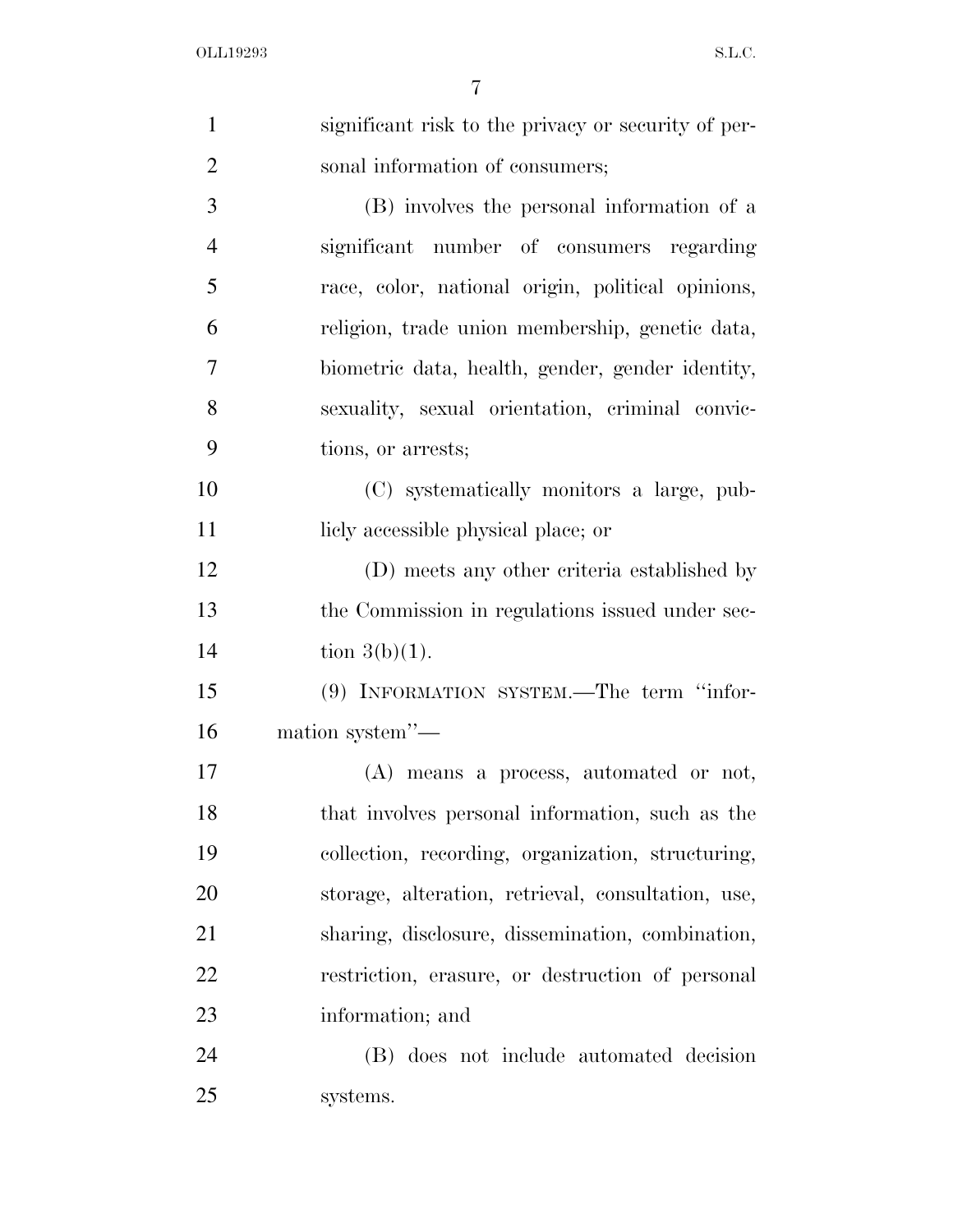significant risk to the privacy or security of personal information of consumers;

(B) involves the personal information of a significant number of consumers regarding race, color, national origin, political opinions, religion, trade union membership, genetic data, biometric data, health, gender, gender identity, sexuality, sexual orientation, criminal convictions, or arrests;

(C) systematically monitors a large, publicly accessible physical place; or

(D) meets any other criteria established by the Commission in regulations issued under section 3(b)(1).

(9) INFORMATION SYSTEM.—The term "information system"—

(A) means a process, automated or not, that involves personal information, such as the collection, recording, organization, structuring, storage, alteration, retrieval, consultation, use, sharing, disclosure, dissemination, combination, restriction, erasure, or destruction of personal information; and

(B) does not include automated decision systems.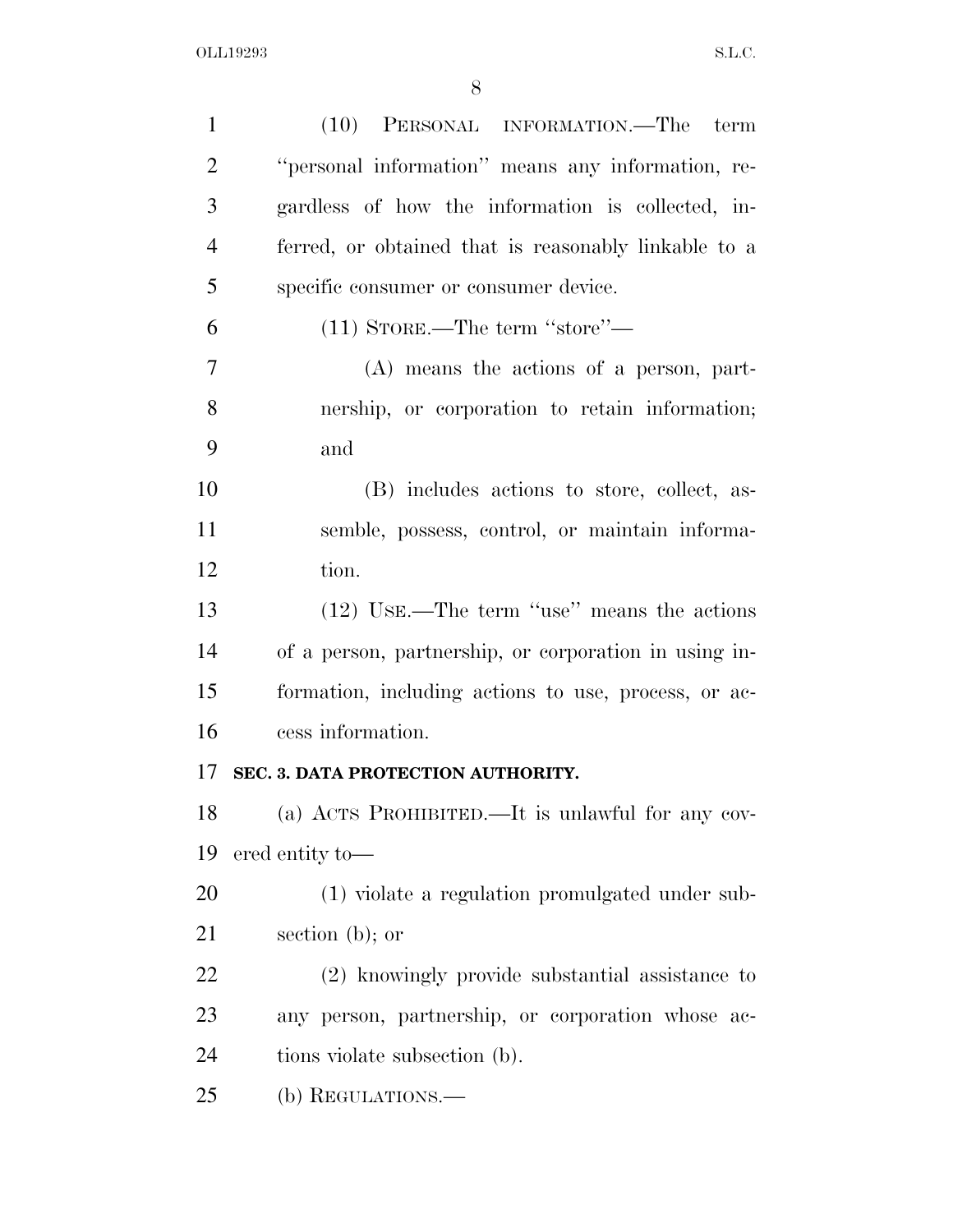(10) PERSONAL INFORMATION.—The term "personal information" means any information, regardless of how the information is collected, inferred, or obtained that is reasonably linkable to a specific consumer or consumer device.

(11) STORE.—The term "store"—

(A) means the actions of a person, partnership, or corporation to retain information; and

(B) includes actions to store, collect, assemble, possess, control, or maintain information.

(12) USE.—The term "use" means the actions of a person, partnership, or corporation in using information, including actions to use, process, or access information.

**SEC. 3. DATA PROTECTION AUTHORITY.**

(a) ACTS PROHIBITED.—It is unlawful for any covered entity to—

(1) violate a regulation promulgated under subsection (b); or

(2) knowingly provide substantial assistance to any person, partnership, or corporation whose actions violate subsection (b).

(b) REGULATIONS.—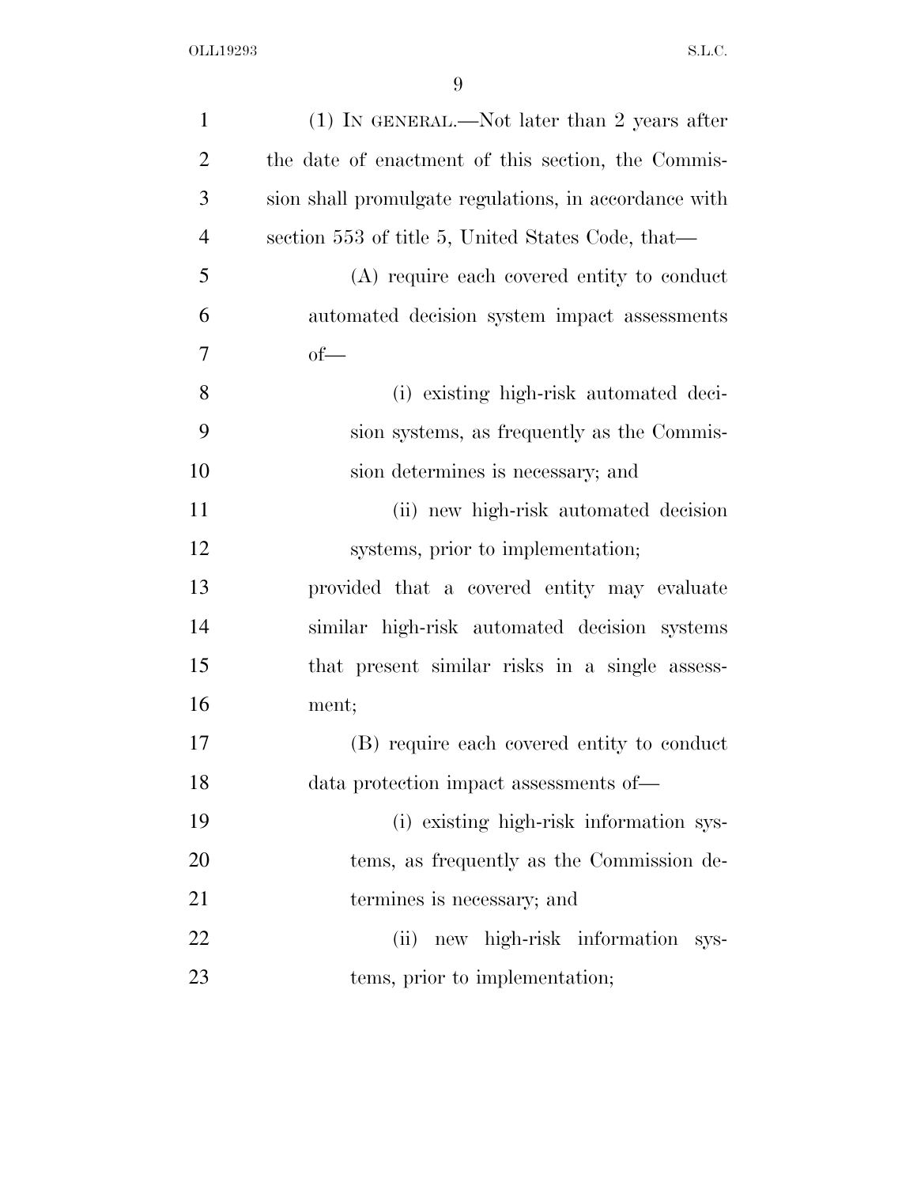(1) IN GENERAL.—Not later than 2 years after the date of enactment of this section, the Commission shall promulgate regulations, in accordance with section 553 of title 5, United States Code, that—

(A) require each covered entity to conduct automated decision system impact assessments of—

(i) existing high-risk automated decision systems, as frequently as the Commission determines is necessary; and

(ii) new high-risk automated decision systems, prior to implementation;

provided that a covered entity may evaluate similar high-risk automated decision systems that present similar risks in a single assessment;

(B) require each covered entity to conduct data protection impact assessments of—

(i) existing high-risk information systems, as frequently as the Commission determines is necessary; and

(ii) new high-risk information systems, prior to implementation;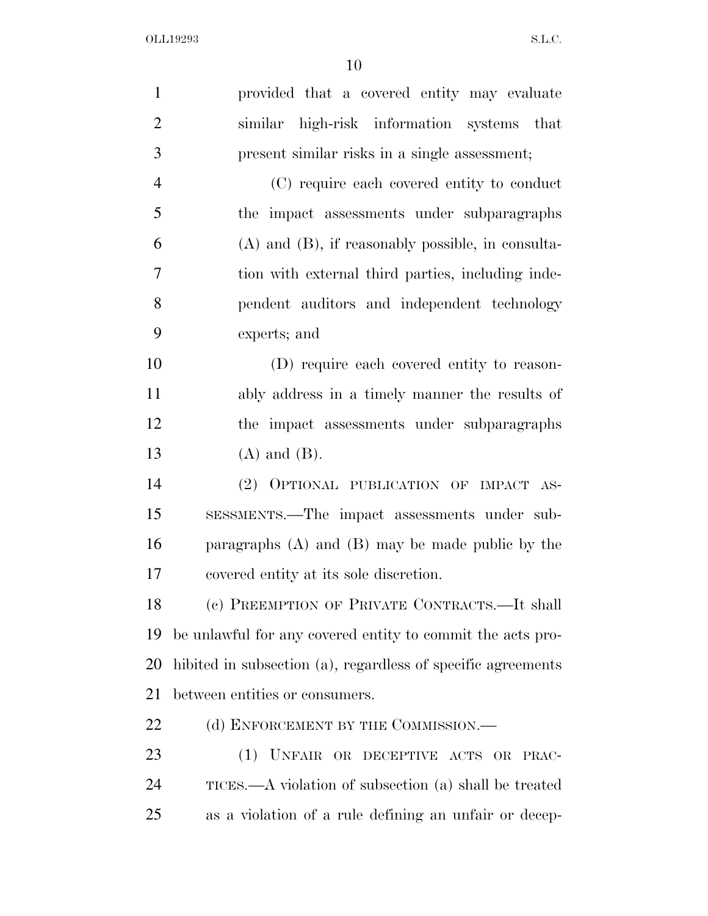provided that a covered entity may evaluate similar high-risk information systems that present similar risks in a single assessment;

(C) require each covered entity to conduct the impact assessments under subparagraphs (A) and (B), if reasonably possible, in consultation with external third parties, including independent auditors and independent technology experts; and

(D) require each covered entity to reasonably address in a timely manner the results of the impact assessments under subparagraphs (A) and (B).

(2) OPTIONAL PUBLICATION OF IMPACT ASSESSMENTS.—The impact assessments under subparagraphs (A) and (B) may be made public by the covered entity at its sole discretion.

(c) PREEMPTION OF PRIVATE CONTRACTS.—It shall be unlawful for any covered entity to commit the acts prohibited in subsection (a), regardless of specific agreements between entities or consumers.

(d) ENFORCEMENT BY THE COMMISSION.—

(1) UNFAIR OR DECEPTIVE ACTS OR PRACTICES.—A violation of subsection (a) shall be treated as a violation of a rule defining an unfair or decep-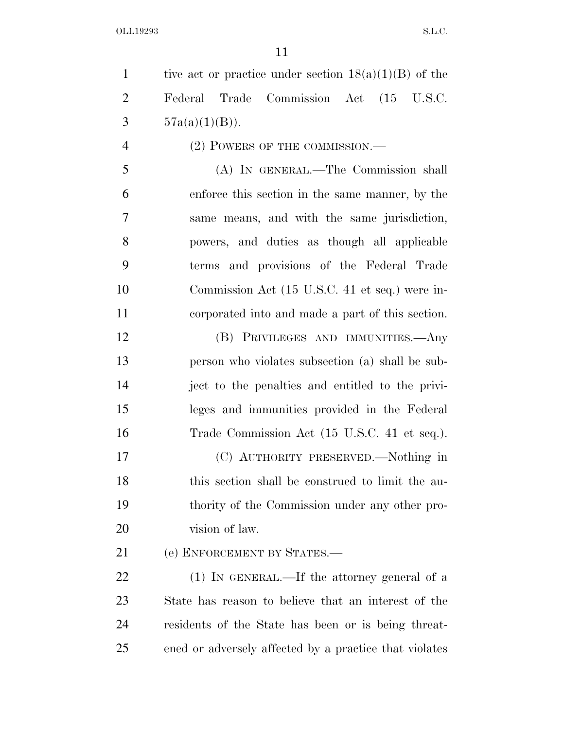tive act or practice under section 18(a)(1)(B) of the Federal Trade Commission Act (15 U.S.C. 57a(a)(1)(B)).

(2) POWERS OF THE COMMISSION.—

(A) IN GENERAL.—The Commission shall enforce this section in the same manner, by the same means, and with the same jurisdiction, powers, and duties as though all applicable terms and provisions of the Federal Trade Commission Act (15 U.S.C. 41 et seq.) were incorporated into and made a part of this section.

(B) PRIVILEGES AND IMMUNITIES.—Any person who violates subsection (a) shall be subject to the penalties and entitled to the privileges and immunities provided in the Federal Trade Commission Act (15 U.S.C. 41 et seq.).

(C) AUTHORITY PRESERVED.—Nothing in this section shall be construed to limit the authority of the Commission under any other provision of law.

(e) ENFORCEMENT BY STATES.—

(1) IN GENERAL.—If the attorney general of a State has reason to believe that an interest of the residents of the State has been or is being threatened or adversely affected by a practice that violates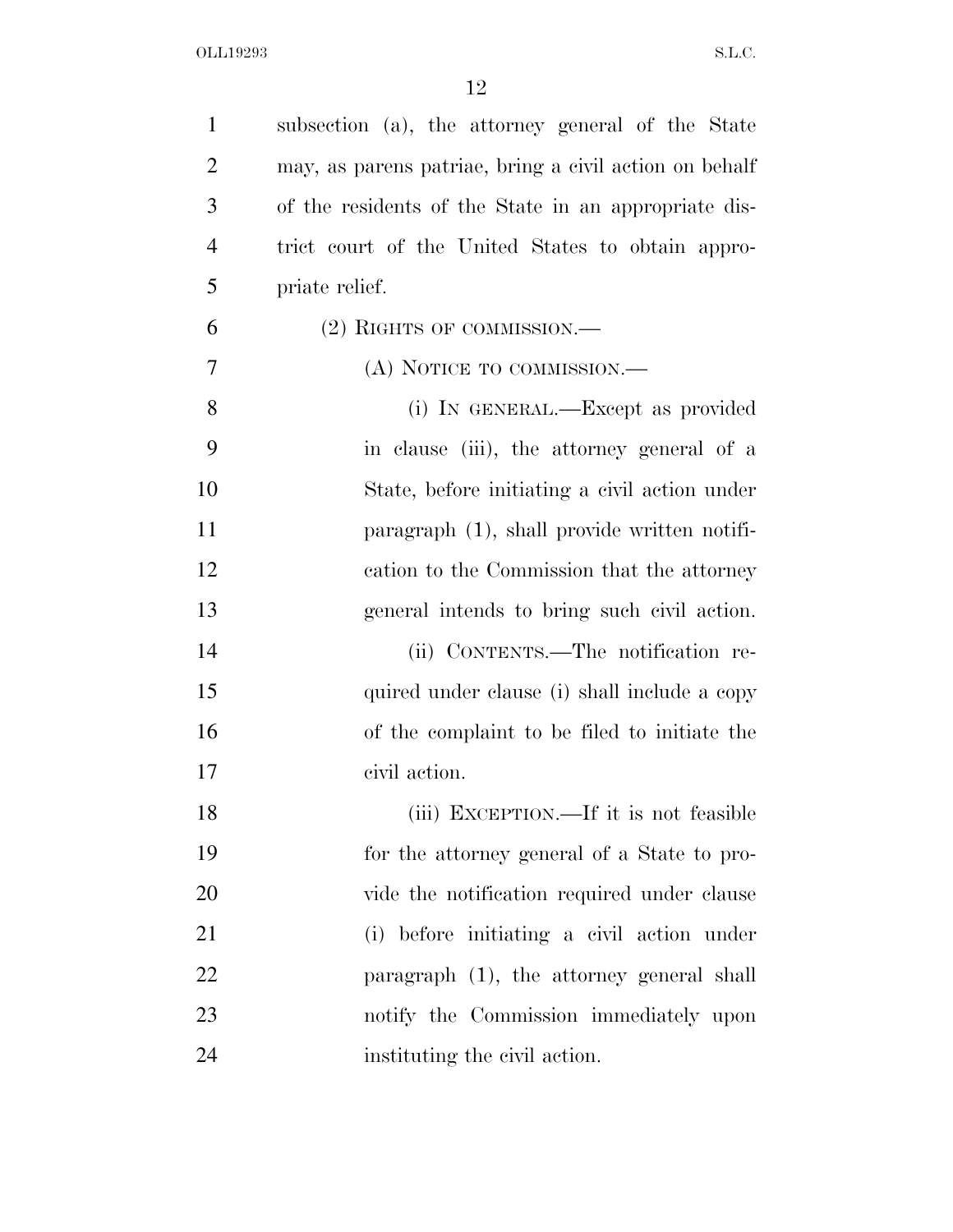subsection (a), the attorney general of the State may, as parens patriae, bring a civil action on behalf of the residents of the State in an appropriate district court of the United States to obtain appropriate relief.

(2) RIGHTS OF COMMISSION.—

(A) NOTICE TO COMMISSION.—

(i) IN GENERAL.—Except as provided in clause (iii), the attorney general of a State, before initiating a civil action under paragraph (1), shall provide written notification to the Commission that the attorney general intends to bring such civil action.

(ii) CONTENTS.—The notification required under clause (i) shall include a copy of the complaint to be filed to initiate the civil action.

(iii) EXCEPTION.—If it is not feasible for the attorney general of a State to provide the notification required under clause (i) before initiating a civil action under paragraph (1), the attorney general shall notify the Commission immediately upon instituting the civil action.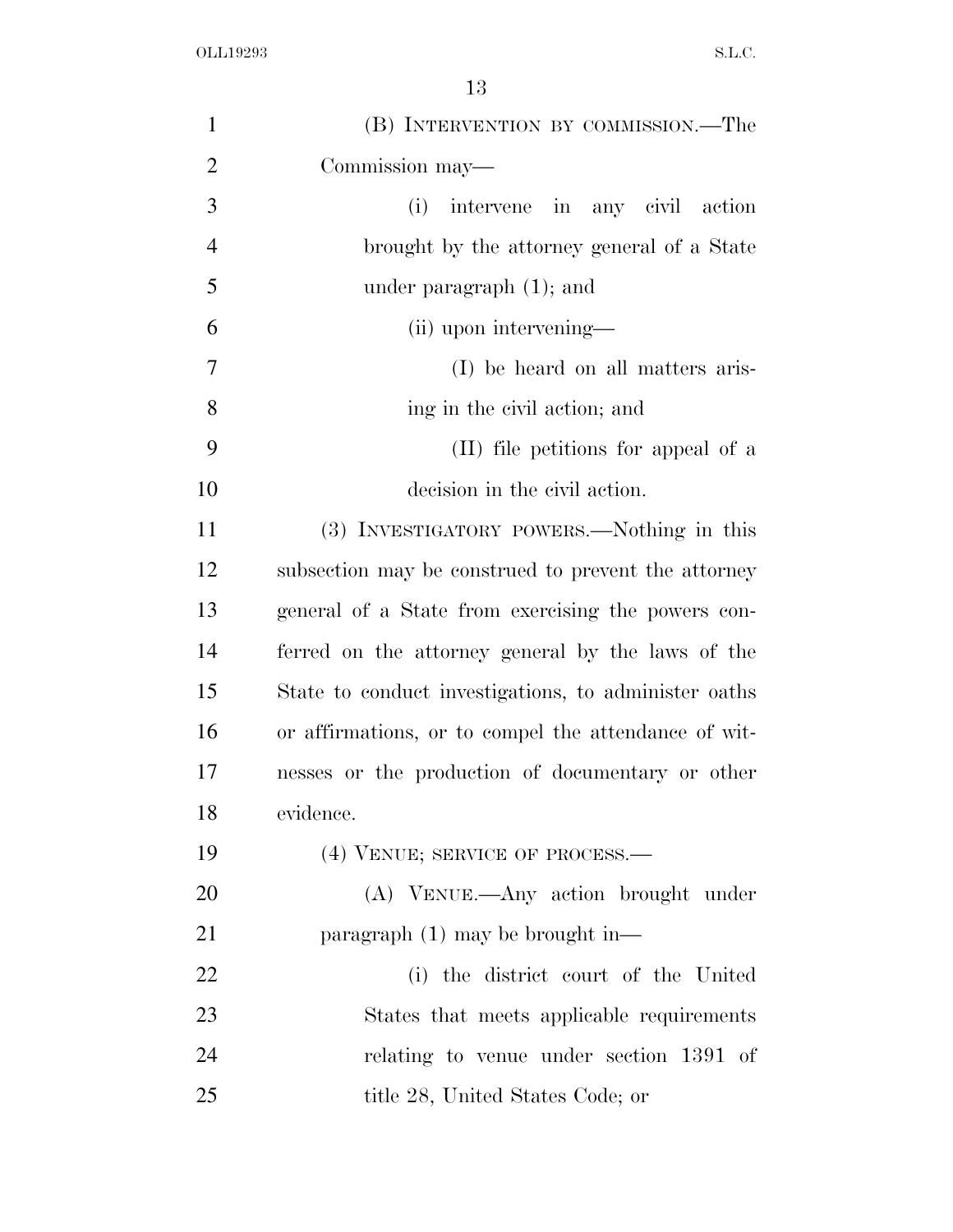(B) INTERVENTION BY COMMISSION.—The Commission may—

(i) intervene in any civil action brought by the attorney general of a State under paragraph (1); and

(ii) upon intervening—

(I) be heard on all matters arising in the civil action; and

(II) file petitions for appeal of a decision in the civil action.

(3) INVESTIGATORY POWERS.—Nothing in this subsection may be construed to prevent the attorney general of a State from exercising the powers conferred on the attorney general by the laws of the State to conduct investigations, to administer oaths or affirmations, or to compel the attendance of witnesses or the production of documentary or other evidence.

(4) VENUE; SERVICE OF PROCESS.—

(A) VENUE.—Any action brought under paragraph (1) may be brought in—

(i) the district court of the United States that meets applicable requirements relating to venue under section 1391 of title 28, United States Code; or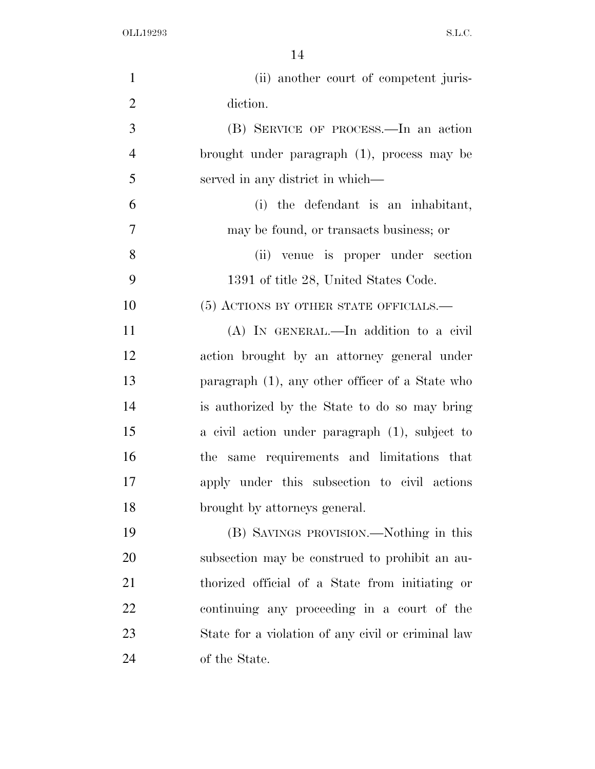(ii) another court of competent jurisdiction.

(B) SERVICE OF PROCESS.—In an action brought under paragraph (1), process may be served in any district in which—

(i) the defendant is an inhabitant, may be found, or transacts business; or

(ii) venue is proper under section 1391 of title 28, United States Code.

(5) ACTIONS BY OTHER STATE OFFICIALS.—

(A) IN GENERAL.—In addition to a civil action brought by an attorney general under paragraph (1), any other officer of a State who is authorized by the State to do so may bring a civil action under paragraph (1), subject to the same requirements and limitations that apply under this subsection to civil actions brought by attorneys general.

(B) SAVINGS PROVISION.—Nothing in this subsection may be construed to prohibit an authorized official of a State from initiating or continuing any proceeding in a court of the State for a violation of any civil or criminal law of the State.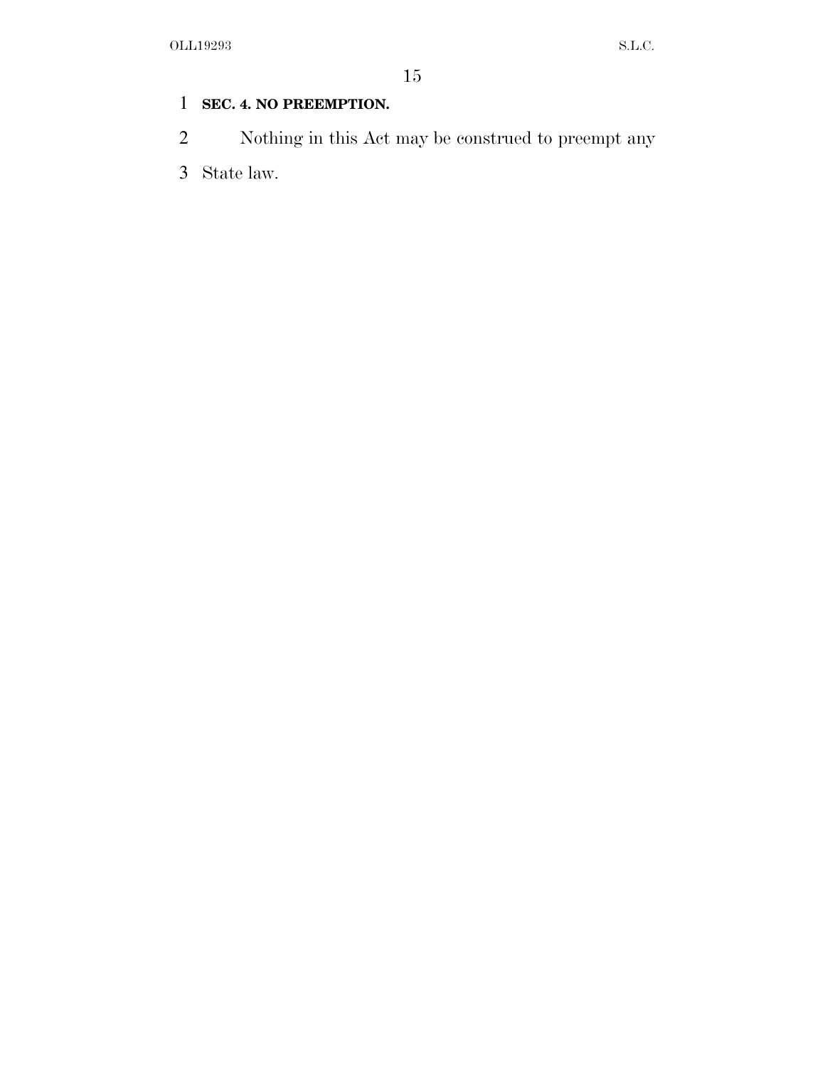**SEC. 4. NO PREEMPTION.**

Nothing in this Act may be construed to preempt any State law.